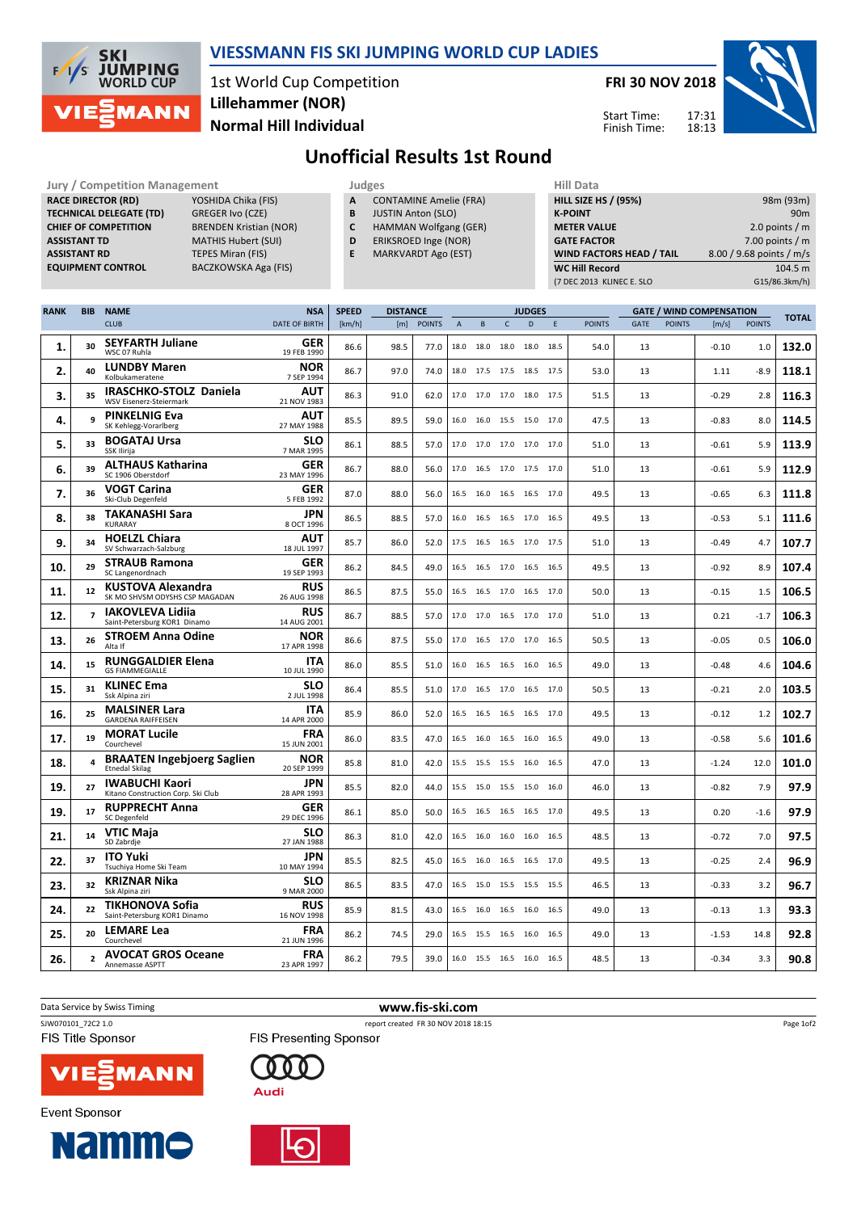# VIESSMANN FIS SKI JUMPING WORLD CUP LADIES

1st World Cup Competition
**Lillehammer (NOR)**
**Normal Hill Individual**

**FRI 30 NOV 2018**

Start Time: 17:31
Finish Time: 18:13

## Unofficial Results 1st Round

| Jury / Competition Management | |
|---|---|
| **RACE DIRECTOR (RD)** | YOSHIDA Chika (FIS) |
| **TECHNICAL DELEGATE (TD)** | GREGER Ivo (CZE) |
| **CHIEF OF COMPETITION** | BRENDEN Kristian (NOR) |
| **ASSISTANT TD** | MATHIS Hubert (SUI) |
| **ASSISTANT RD** | TEPES Miran (FIS) |
| **EQUIPMENT CONTROL** | BACZKOWSKA Aga (FIS) |

| Judges | |
|---|---|
| **A** | CONTAMINE Amelie (FRA) |
| **B** | JUSTIN Anton (SLO) |
| **C** | HAMMAN Wolfgang (GER) |
| **D** | ERIKSROED Inge (NOR) |
| **E** | MARKVARDT Ago (EST) |

| Hill Data | |
|---|---|
| **HILL SIZE HS / (95%)** | 98m (93m) |
| **K-POINT** | 90m |
| **METER VALUE** | 2.0 points / m |
| **GATE FACTOR** | 7.00 points / m |
| **WIND FACTORS HEAD / TAIL** | 8.00 / 9.68 points / m/s |
| **WC Hill Record** | 104.5 m |
| (7 DEC 2013 KLINEC E. SLO | G15/86.3km/h) |

| RANK | BIB | NAME / CLUB | NSA / DATE OF BIRTH | SPEED [km/h] | DISTANCE [m] | DISTANCE POINTS | A | B | C | D | E | JUDGES POINTS | GATE | GATE POINTS | WIND [m/s] | WIND POINTS | TOTAL |
|---|---|---|---|---|---|---|---|---|---|---|---|---|---|---|---|---|---|
| 1. | 30 | **SEYFARTH Juliane** WSC 07 Ruhla | **GER** 19 FEB 1990 | 86.6 | 98.5 | 77.0 | 18.0 | 18.0 | 18.0 | 18.0 | 18.5 | 54.0 | 13 | | -0.10 | 1.0 | **132.0** |
| 2. | 40 | **LUNDBY Maren** Kolbukameratene | **NOR** 7 SEP 1994 | 86.7 | 97.0 | 74.0 | 18.0 | 17.5 | 17.5 | 18.5 | 17.5 | 53.0 | 13 | | 1.11 | -8.9 | **118.1** |
| 3. | 35 | **IRASCHKO-STOLZ Daniela** WSV Eisenerz-Steiermark | **AUT** 21 NOV 1983 | 86.3 | 91.0 | 62.0 | 17.0 | 17.0 | 17.0 | 18.0 | 17.5 | 51.5 | 13 | | -0.29 | 2.8 | **116.3** |
| 4. | 9 | **PINKELNIG Eva** SK Kehlegg-Vorarlberg | **AUT** 27 MAY 1988 | 85.5 | 89.5 | 59.0 | 16.0 | 16.0 | 15.5 | 15.0 | 17.0 | 47.5 | 13 | | -0.83 | 8.0 | **114.5** |
| 5. | 33 | **BOGATAJ Ursa** SSK Ilirija | **SLO** 7 MAR 1995 | 86.1 | 88.5 | 57.0 | 17.0 | 17.0 | 17.0 | 17.0 | 17.0 | 51.0 | 13 | | -0.61 | 5.9 | **113.9** |
| 6. | 39 | **ALTHAUS Katharina** SC 1906 Oberstdorf | **GER** 23 MAY 1996 | 86.7 | 88.0 | 56.0 | 17.0 | 16.5 | 17.0 | 17.5 | 17.0 | 51.0 | 13 | | -0.61 | 5.9 | **112.9** |
| 7. | 36 | **VOGT Carina** Ski-Club Degenfeld | **GER** 5 FEB 1992 | 87.0 | 88.0 | 56.0 | 16.5 | 16.0 | 16.5 | 16.5 | 17.0 | 49.5 | 13 | | -0.65 | 6.3 | **111.8** |
| 8. | 38 | **TAKANASHI Sara** KURARAY | **JPN** 8 OCT 1996 | 86.5 | 88.5 | 57.0 | 16.0 | 16.5 | 16.5 | 17.0 | 16.5 | 49.5 | 13 | | -0.53 | 5.1 | **111.6** |
| 9. | 34 | **HOELZL Chiara** SV Schwarzach-Salzburg | **AUT** 18 JUL 1997 | 85.7 | 86.0 | 52.0 | 17.5 | 16.5 | 16.5 | 17.0 | 17.5 | 51.0 | 13 | | -0.49 | 4.7 | **107.7** |
| 10. | 29 | **STRAUB Ramona** SC Langenordnach | **GER** 19 SEP 1993 | 86.2 | 84.5 | 49.0 | 16.5 | 16.5 | 17.0 | 16.5 | 16.5 | 49.5 | 13 | | -0.92 | 8.9 | **107.4** |
| 11. | 12 | **KUSTOVA Alexandra** SK MO SHVSM ODYSHS CSP MAGADAN | **RUS** 26 AUG 1998 | 86.5 | 87.5 | 55.0 | 16.5 | 16.5 | 17.0 | 16.5 | 17.0 | 50.0 | 13 | | -0.15 | 1.5 | **106.5** |
| 12. | 7 | **IAKOVLEVA Lidiia** Saint-Petersburg KOR1 Dinamo | **RUS** 14 AUG 2001 | 86.7 | 88.5 | 57.0 | 17.0 | 17.0 | 16.5 | 17.0 | 17.0 | 51.0 | 13 | | 0.21 | -1.7 | **106.3** |
| 13. | 26 | **STROEM Anna Odine** Alta If | **NOR** 17 APR 1998 | 86.6 | 87.5 | 55.0 | 17.0 | 16.5 | 17.0 | 17.0 | 16.5 | 50.5 | 13 | | -0.05 | 0.5 | **106.0** |
| 14. | 15 | **RUNGGALDIER Elena** GS FIAMMEGIALLE | **ITA** 10 JUL 1990 | 86.0 | 85.5 | 51.0 | 16.0 | 16.5 | 16.5 | 16.0 | 16.5 | 49.0 | 13 | | -0.48 | 4.6 | **104.6** |
| 15. | 31 | **KLINEC Ema** Ssk Alpina ziri | **SLO** 2 JUL 1998 | 86.4 | 85.5 | 51.0 | 17.0 | 16.5 | 17.0 | 16.5 | 17.0 | 50.5 | 13 | | -0.21 | 2.0 | **103.5** |
| 16. | 25 | **MALSINER Lara** GARDENA RAIFFEISEN | **ITA** 14 APR 2000 | 85.9 | 86.0 | 52.0 | 16.5 | 16.5 | 16.5 | 16.5 | 17.0 | 49.5 | 13 | | -0.12 | 1.2 | **102.7** |
| 17. | 19 | **MORAT Lucile** Courchevel | **FRA** 15 JUN 2001 | 86.0 | 83.5 | 47.0 | 16.5 | 16.0 | 16.5 | 16.0 | 16.5 | 49.0 | 13 | | -0.58 | 5.6 | **101.6** |
| 18. | 4 | **BRAATEN Ingebjoerg Saglien** Etnedal Skilag | **NOR** 20 SEP 1999 | 85.8 | 81.0 | 42.0 | 15.5 | 15.5 | 15.5 | 16.0 | 16.5 | 47.0 | 13 | | -1.24 | 12.0 | **101.0** |
| 19. | 27 | **IWABUCHI Kaori** Kitano Construction Corp. Ski Club | **JPN** 28 APR 1993 | 85.5 | 82.0 | 44.0 | 15.5 | 15.0 | 15.5 | 15.0 | 16.0 | 46.0 | 13 | | -0.82 | 7.9 | **97.9** |
| 19. | 17 | **RUPPRECHT Anna** SC Degenfeld | **GER** 29 DEC 1996 | 86.1 | 85.0 | 50.0 | 16.5 | 16.5 | 16.5 | 16.5 | 17.0 | 49.5 | 13 | | 0.20 | -1.6 | **97.9** |
| 21. | 14 | **VTIC Maja** SD Zabrdje | **SLO** 27 JAN 1988 | 86.3 | 81.0 | 42.0 | 16.5 | 16.0 | 16.0 | 16.0 | 16.5 | 48.5 | 13 | | -0.72 | 7.0 | **97.5** |
| 22. | 37 | **ITO Yuki** Tsuchiya Home Ski Team | **JPN** 10 MAY 1994 | 85.5 | 82.5 | 45.0 | 16.5 | 16.0 | 16.5 | 16.5 | 17.0 | 49.5 | 13 | | -0.25 | 2.4 | **96.9** |
| 23. | 32 | **KRIZNAR Nika** Ssk Alpina ziri | **SLO** 9 MAR 2000 | 86.5 | 83.5 | 47.0 | 16.5 | 15.0 | 15.5 | 15.5 | 15.5 | 46.5 | 13 | | -0.33 | 3.2 | **96.7** |
| 24. | 22 | **TIKHONOVA Sofia** Saint-Petersburg KOR1 Dinamo | **RUS** 16 NOV 1998 | 85.9 | 81.5 | 43.0 | 16.5 | 16.0 | 16.5 | 16.0 | 16.5 | 49.0 | 13 | | -0.13 | 1.3 | **93.3** |
| 25. | 20 | **LEMARE Lea** Courchevel | **FRA** 21 JUN 1996 | 86.2 | 74.5 | 29.0 | 16.5 | 15.5 | 16.5 | 16.0 | 16.5 | 49.0 | 13 | | -1.53 | 14.8 | **92.8** |
| 26. | 2 | **AVOCAT GROS Oceane** Annemasse ASPTT | **FRA** 23 APR 1997 | 86.2 | 79.5 | 39.0 | 16.0 | 15.5 | 16.5 | 16.0 | 16.5 | 48.5 | 13 | | -0.34 | 3.3 | **90.8** |

Data Service by Swiss Timing

www.fis-ski.com

SJW070101_72C2 1.0 report created FR 30 NOV 2018 18:15

FIS Title Sponsor

FIS Presenting Sponsor

Event Sponsor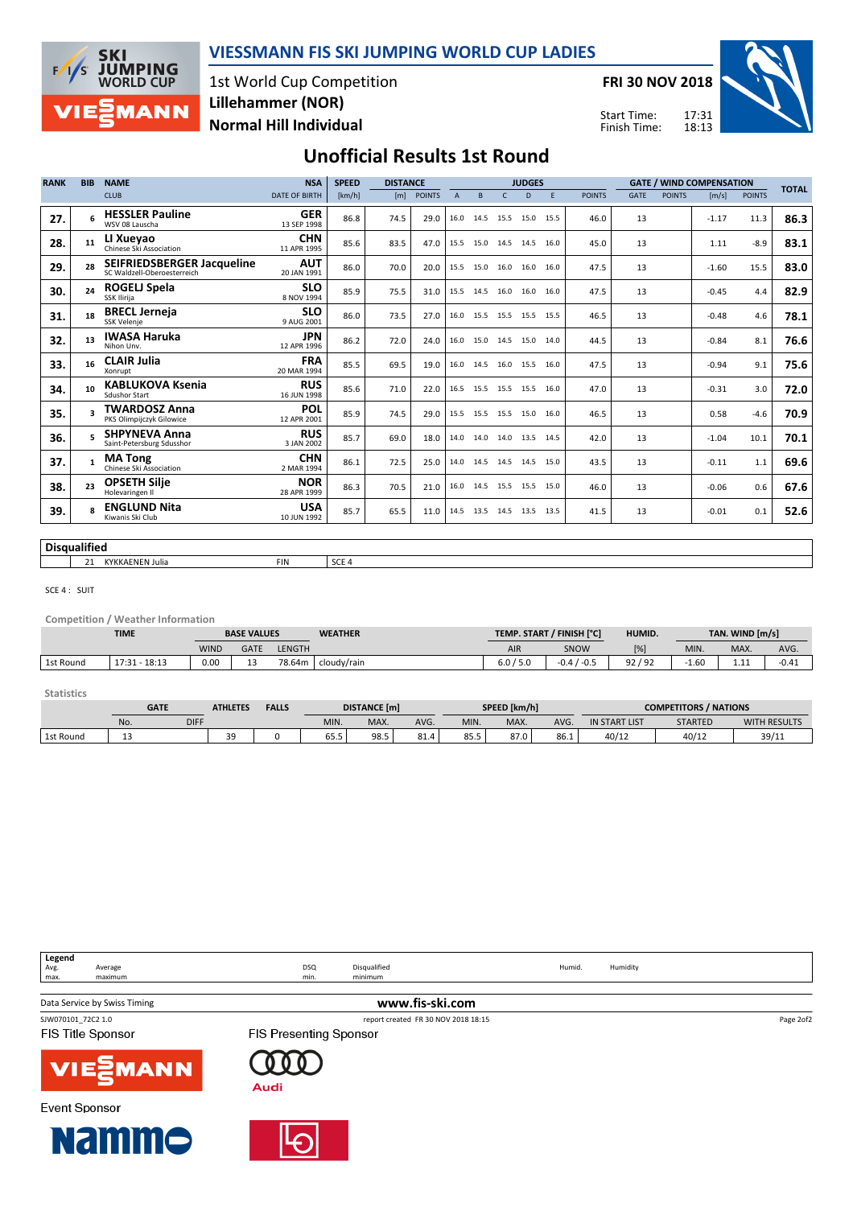# VIESSMANN FIS SKI JUMPING WORLD CUP LADIES

1st World Cup Competition
Lillehammer (NOR)
Normal Hill Individual

FRI 30 NOV 2018

Start Time: 17:31
Finish Time: 18:13

## Unofficial Results 1st Round

| RANK | BIB | NAME / CLUB | NSA / DATE OF BIRTH | SPEED [km/h] | DISTANCE [m] | DISTANCE POINTS | A | B | C | D | E | JUDGES POINTS | GATE | GATE POINTS | WIND [m/s] | WIND POINTS | TOTAL |
|---|---|---|---|---|---|---|---|---|---|---|---|---|---|---|---|---|---|
| 27. | 6 | **HESSLER Pauline** WSV 08 Lauscha | GER 13 SEP 1998 | 86.8 | 74.5 | 29.0 | 16.0 | 14.5 | 15.5 | 15.0 | 15.5 | 46.0 | 13 | | -1.17 | 11.3 | 86.3 |
| 28. | 11 | **LI Xueyao** Chinese Ski Association | CHN 11 APR 1995 | 85.6 | 83.5 | 47.0 | 15.5 | 15.0 | 14.5 | 14.5 | 16.0 | 45.0 | 13 | | 1.11 | -8.9 | 83.1 |
| 29. | 28 | **SEIFRIEDSBERGER Jacqueline** SC Waldzell-Oberoesterreich | AUT 20 JAN 1991 | 86.0 | 70.0 | 20.0 | 15.5 | 15.0 | 16.0 | 16.0 | 16.0 | 47.5 | 13 | | -1.60 | 15.5 | 83.0 |
| 30. | 24 | **ROGELJ Spela** SSK Ilirija | SLO 8 NOV 1994 | 85.9 | 75.5 | 31.0 | 15.5 | 14.5 | 16.0 | 16.0 | 16.0 | 47.5 | 13 | | -0.45 | 4.4 | 82.9 |
| 31. | 18 | **BRECL Jerneja** SSK Velenje | SLO 9 AUG 2001 | 86.0 | 73.5 | 27.0 | 16.0 | 15.5 | 15.5 | 15.5 | 15.5 | 46.5 | 13 | | -0.48 | 4.6 | 78.1 |
| 32. | 13 | **IWASA Haruka** Nihon Unv. | JPN 12 APR 1996 | 86.2 | 72.0 | 24.0 | 16.0 | 15.0 | 14.5 | 15.0 | 14.0 | 44.5 | 13 | | -0.84 | 8.1 | 76.6 |
| 33. | 16 | **CLAIR Julia** Xonrupt | FRA 20 MAR 1994 | 85.5 | 69.5 | 19.0 | 16.0 | 14.5 | 16.0 | 15.5 | 16.0 | 47.5 | 13 | | -0.94 | 9.1 | 75.6 |
| 34. | 10 | **KABLUKOVA Ksenia** Sdushor Start | RUS 16 JUN 1998 | 85.6 | 71.0 | 22.0 | 16.5 | 15.5 | 15.5 | 15.5 | 16.0 | 47.0 | 13 | | -0.31 | 3.0 | 72.0 |
| 35. | 3 | **TWARDOSZ Anna** PKS Olimpijczyk Gilowice | POL 12 APR 2001 | 85.9 | 74.5 | 29.0 | 15.5 | 15.5 | 15.5 | 15.0 | 16.0 | 46.5 | 13 | | 0.58 | -4.6 | 70.9 |
| 36. | 5 | **SHPYNEVA Anna** Saint-Petersburg Sdusshor | RUS 3 JAN 2002 | 85.7 | 69.0 | 18.0 | 14.0 | 14.0 | 14.0 | 13.5 | 14.5 | 42.0 | 13 | | -1.04 | 10.1 | 70.1 |
| 37. | 1 | **MA Tong** Chinese Ski Association | CHN 2 MAR 1994 | 86.1 | 72.5 | 25.0 | 14.0 | 14.5 | 14.5 | 14.5 | 15.0 | 43.5 | 13 | | -0.11 | 1.1 | 69.6 |
| 38. | 23 | **OPSETH Silje** Holevaringen Il | NOR 28 APR 1999 | 86.3 | 70.5 | 21.0 | 16.0 | 14.5 | 15.5 | 15.5 | 15.0 | 46.0 | 13 | | -0.06 | 0.6 | 67.6 |
| 39. | 8 | **ENGLUND Nita** Kiwanis Ski Club | USA 10 JUN 1992 | 85.7 | 65.5 | 11.0 | 14.5 | 13.5 | 14.5 | 13.5 | 13.5 | 41.5 | 13 | | -0.01 | 0.1 | 52.6 |

**Disqualified**

| BIB | NAME | NSA | REASON |
|---|---|---|---|
| 21 | KYKKAENEN Julia | FIN | SCE 4 |

SCE 4 : SUIT

**Competition / Weather Information**

| | TIME | BASE VALUES WIND | BASE VALUES GATE | BASE VALUES LENGTH | WEATHER | TEMP. START / FINISH [°C] AIR | TEMP. START / FINISH [°C] SNOW | HUMID. [%] | TAN. WIND [m/s] MIN. | TAN. WIND [m/s] MAX. | TAN. WIND [m/s] AVG. |
|---|---|---|---|---|---|---|---|---|---|---|---|
| 1st Round | 17:31 - 18:13 | 0.00 | 13 | 78.64m | cloudy/rain | 6.0 / 5.0 | -0.4 / -0.5 | 92 / 92 | -1.60 | 1.11 | -0.41 |

**Statistics**

| | GATE No. | GATE DIFF | ATHLETES | FALLS | DISTANCE [m] MIN. | DISTANCE [m] MAX. | DISTANCE [m] AVG. | SPEED [km/h] MIN. | SPEED [km/h] MAX. | SPEED [km/h] AVG. | IN START LIST | STARTED | WITH RESULTS |
|---|---|---|---|---|---|---|---|---|---|---|---|---|---|
| 1st Round | 13 | | 39 | 0 | 65.5 | 98.5 | 81.4 | 85.5 | 87.0 | 86.1 | 40/12 | 40/12 | 39/11 |

**Legend**

| | | | |
|---|---|---|---|
| Avg. | Average | DSQ | Disqualified |
| max. | maximum | min. | minimum |
| Humid. | Humidity | | |

Data Service by Swiss Timing

www.fis-ski.com

SJW070101_72C2 1.0 report created FR 30 NOV 2018 18:15

FIS Title Sponsor: VIESSMANN
FIS Presenting Sponsor: Audi
Event Sponsor: Nammo